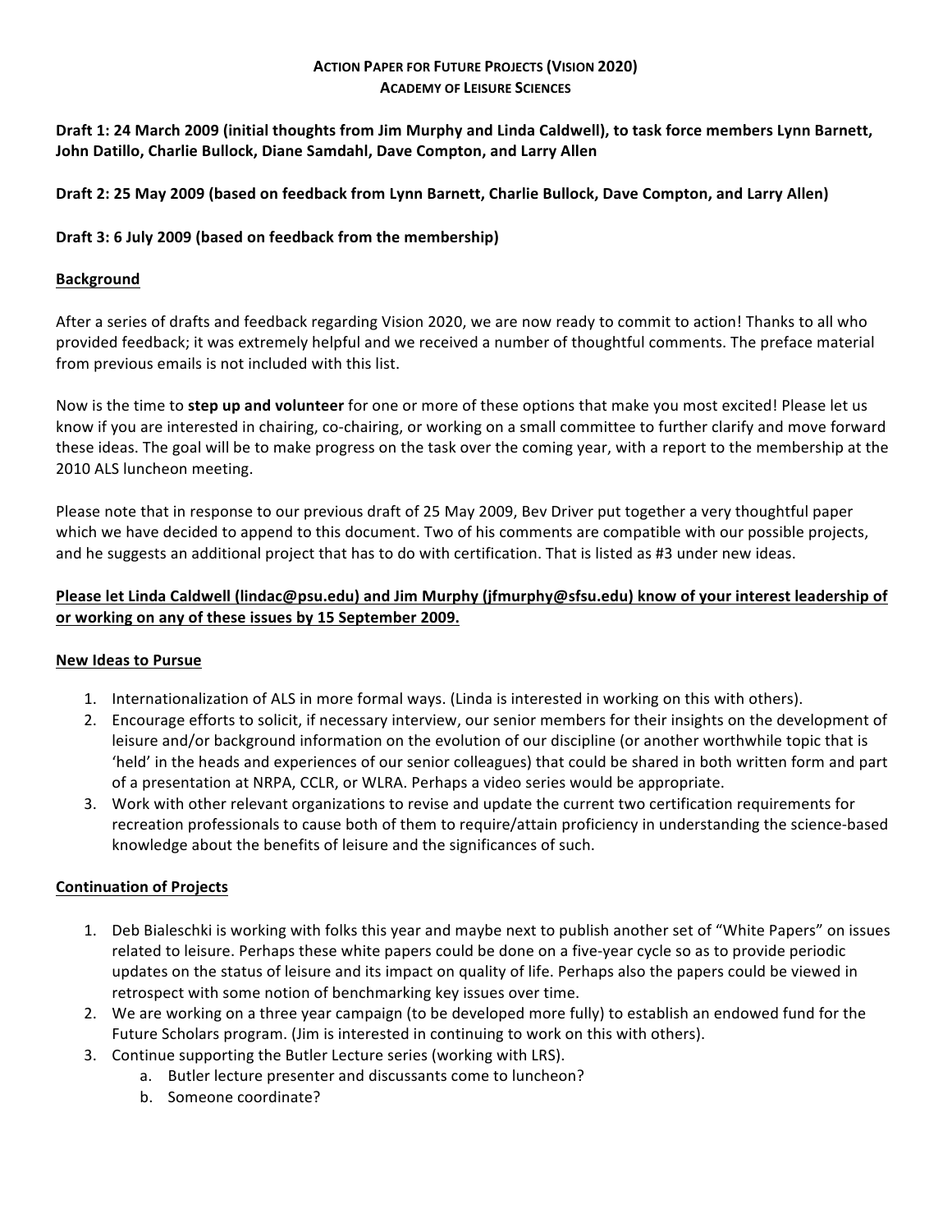**ACTION PAPER FOR FUTURE PROJECTS (VISION 2020)**
**ACADEMY OF LEISURE SCIENCES**

**Draft 1: 24 March 2009 (initial thoughts from Jim Murphy and Linda Caldwell), to task force members Lynn Barnett, John Datillo, Charlie Bullock, Diane Samdahl, Dave Compton, and Larry Allen**

**Draft 2: 25 May 2009 (based on feedback from Lynn Barnett, Charlie Bullock, Dave Compton, and Larry Allen)**

**Draft 3: 6 July 2009 (based on feedback from the membership)**

**<u>Background</u>**

After a series of drafts and feedback regarding Vision 2020, we are now ready to commit to action! Thanks to all who provided feedback; it was extremely helpful and we received a number of thoughtful comments. The preface material from previous emails is not included with this list.

Now is the time to **step up and volunteer** for one or more of these options that make you most excited! Please let us know if you are interested in chairing, co-chairing, or working on a small committee to further clarify and move forward these ideas. The goal will be to make progress on the task over the coming year, with a report to the membership at the 2010 ALS luncheon meeting.

Please note that in response to our previous draft of 25 May 2009, Bev Driver put together a very thoughtful paper which we have decided to append to this document. Two of his comments are compatible with our possible projects, and he suggests an additional project that has to do with certification. That is listed as #3 under new ideas.

**<u>Please let Linda Caldwell (lindac@psu.edu) and Jim Murphy (jfmurphy@sfsu.edu) know of your interest leadership of or working on any of these issues by 15 September 2009.</u>**

**<u>New Ideas to Pursue</u>**

1. Internationalization of ALS in more formal ways. (Linda is interested in working on this with others).
2. Encourage efforts to solicit, if necessary interview, our senior members for their insights on the development of leisure and/or background information on the evolution of our discipline (or another worthwhile topic that is 'held' in the heads and experiences of our senior colleagues) that could be shared in both written form and part of a presentation at NRPA, CCLR, or WLRA. Perhaps a video series would be appropriate.
3. Work with other relevant organizations to revise and update the current two certification requirements for recreation professionals to cause both of them to require/attain proficiency in understanding the science-based knowledge about the benefits of leisure and the significances of such.

**<u>Continuation of Projects</u>**

1. Deb Bialeschki is working with folks this year and maybe next to publish another set of "White Papers" on issues related to leisure. Perhaps these white papers could be done on a five-year cycle so as to provide periodic updates on the status of leisure and its impact on quality of life. Perhaps also the papers could be viewed in retrospect with some notion of benchmarking key issues over time.
2. We are working on a three year campaign (to be developed more fully) to establish an endowed fund for the Future Scholars program. (Jim is interested in continuing to work on this with others).
3. Continue supporting the Butler Lecture series (working with LRS).
    a. Butler lecture presenter and discussants come to luncheon?
    b. Someone coordinate?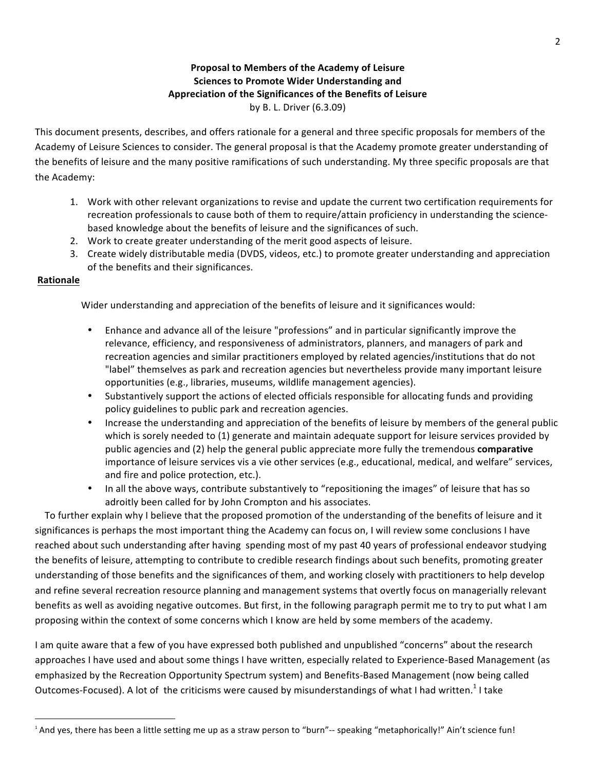**Proposal to Members of the Academy of Leisure Sciences to Promote Wider Understanding and Appreciation of the Significances of the Benefits of Leisure**
by B. L. Driver (6.3.09)

This document presents, describes, and offers rationale for a general and three specific proposals for members of the Academy of Leisure Sciences to consider. The general proposal is that the Academy promote greater understanding of the benefits of leisure and the many positive ramifications of such understanding. My three specific proposals are that the Academy:

1. Work with other relevant organizations to revise and update the current two certification requirements for recreation professionals to cause both of them to require/attain proficiency in understanding the science-based knowledge about the benefits of leisure and the significances of such.
2. Work to create greater understanding of the merit good aspects of leisure.
3. Create widely distributable media (DVDS, videos, etc.) to promote greater understanding and appreciation of the benefits and their significances.

**Rationale**

Wider understanding and appreciation of the benefits of leisure and it significances would:

- Enhance and advance all of the leisure "professions" and in particular significantly improve the relevance, efficiency, and responsiveness of administrators, planners, and managers of park and recreation agencies and similar practitioners employed by related agencies/institutions that do not "label" themselves as park and recreation agencies but nevertheless provide many important leisure opportunities (e.g., libraries, museums, wildlife management agencies).
- Substantively support the actions of elected officials responsible for allocating funds and providing policy guidelines to public park and recreation agencies.
- Increase the understanding and appreciation of the benefits of leisure by members of the general public which is sorely needed to (1) generate and maintain adequate support for leisure services provided by public agencies and (2) help the general public appreciate more fully the tremendous **comparative** importance of leisure services vis a vie other services (e.g., educational, medical, and welfare" services, and fire and police protection, etc.).
- In all the above ways, contribute substantively to "repositioning the images" of leisure that has so adroitly been called for by John Crompton and his associates.

To further explain why I believe that the proposed promotion of the understanding of the benefits of leisure and it significances is perhaps the most important thing the Academy can focus on, I will review some conclusions I have reached about such understanding after having spending most of my past 40 years of professional endeavor studying the benefits of leisure, attempting to contribute to credible research findings about such benefits, promoting greater understanding of those benefits and the significances of them, and working closely with practitioners to help develop and refine several recreation resource planning and management systems that overtly focus on managerially relevant benefits as well as avoiding negative outcomes. But first, in the following paragraph permit me to try to put what I am proposing within the context of some concerns which I know are held by some members of the academy.

I am quite aware that a few of you have expressed both published and unpublished "concerns" about the research approaches I have used and about some things I have written, especially related to Experience-Based Management (as emphasized by the Recreation Opportunity Spectrum system) and Benefits-Based Management (now being called Outcomes-Focused). A lot of the criticisms were caused by misunderstandings of what I had written.[1] I take

[1] And yes, there has been a little setting me up as a straw person to "burn"-- speaking "metaphorically!" Ain't science fun!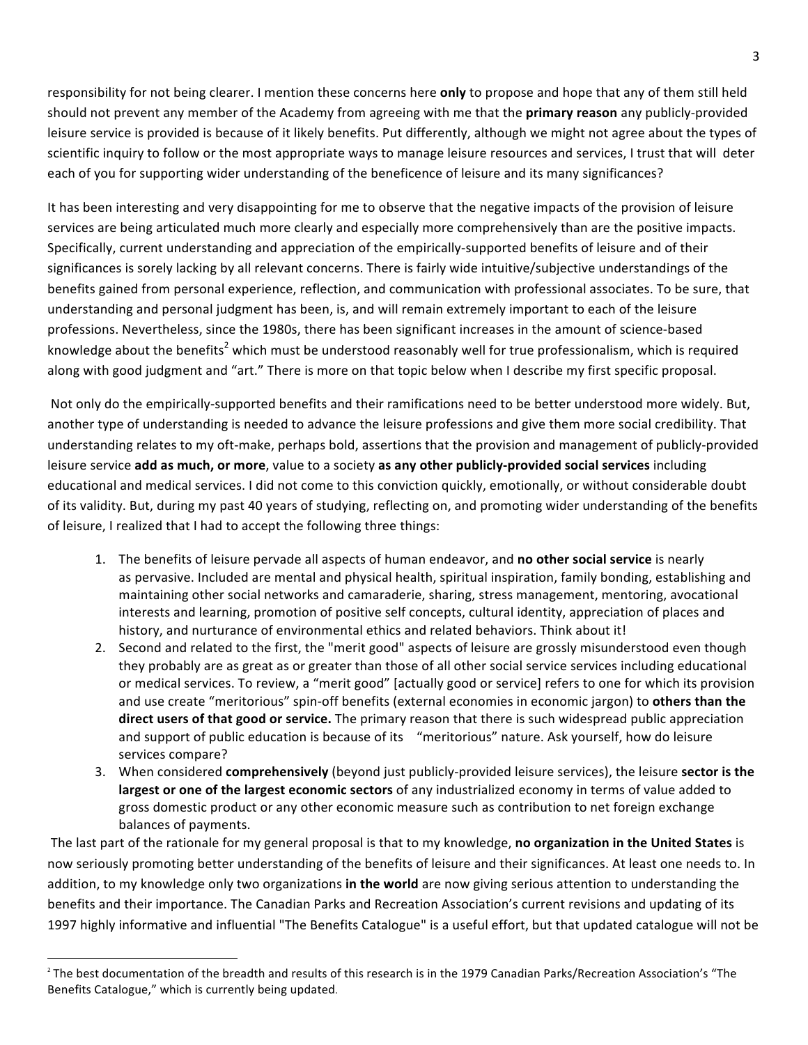responsibility for not being clearer. I mention these concerns here **only** to propose and hope that any of them still held should not prevent any member of the Academy from agreeing with me that the **primary reason** any publicly-provided leisure service is provided is because of it likely benefits. Put differently, although we might not agree about the types of scientific inquiry to follow or the most appropriate ways to manage leisure resources and services, I trust that will deter each of you for supporting wider understanding of the beneficence of leisure and its many significances?

It has been interesting and very disappointing for me to observe that the negative impacts of the provision of leisure services are being articulated much more clearly and especially more comprehensively than are the positive impacts. Specifically, current understanding and appreciation of the empirically-supported benefits of leisure and of their significances is sorely lacking by all relevant concerns. There is fairly wide intuitive/subjective understandings of the benefits gained from personal experience, reflection, and communication with professional associates. To be sure, that understanding and personal judgment has been, is, and will remain extremely important to each of the leisure professions. Nevertheless, since the 1980s, there has been significant increases in the amount of science-based knowledge about the benefits[2] which must be understood reasonably well for true professionalism, which is required along with good judgment and "art." There is more on that topic below when I describe my first specific proposal.

Not only do the empirically-supported benefits and their ramifications need to be better understood more widely. But, another type of understanding is needed to advance the leisure professions and give them more social credibility. That understanding relates to my oft-make, perhaps bold, assertions that the provision and management of publicly-provided leisure service **add as much, or more**, value to a society **as any other publicly-provided social services** including educational and medical services. I did not come to this conviction quickly, emotionally, or without considerable doubt of its validity. But, during my past 40 years of studying, reflecting on, and promoting wider understanding of the benefits of leisure, I realized that I had to accept the following three things:

1. The benefits of leisure pervade all aspects of human endeavor, and **no other social service** is nearly as pervasive. Included are mental and physical health, spiritual inspiration, family bonding, establishing and maintaining other social networks and camaraderie, sharing, stress management, mentoring, avocational interests and learning, promotion of positive self concepts, cultural identity, appreciation of places and history, and nurturance of environmental ethics and related behaviors. Think about it!
2. Second and related to the first, the "merit good" aspects of leisure are grossly misunderstood even though they probably are as great as or greater than those of all other social service services including educational or medical services. To review, a "merit good" [actually good or service] refers to one for which its provision and use create "meritorious" spin-off benefits (external economies in economic jargon) to **others than the direct users of that good or service.** The primary reason that there is such widespread public appreciation and support of public education is because of its "meritorious" nature. Ask yourself, how do leisure services compare?
3. When considered **comprehensively** (beyond just publicly-provided leisure services), the leisure **sector is the largest or one of the largest economic sectors** of any industrialized economy in terms of value added to gross domestic product or any other economic measure such as contribution to net foreign exchange balances of payments.

The last part of the rationale for my general proposal is that to my knowledge, **no organization in the United States** is now seriously promoting better understanding of the benefits of leisure and their significances. At least one needs to. In addition, to my knowledge only two organizations **in the world** are now giving serious attention to understanding the benefits and their importance. The Canadian Parks and Recreation Association's current revisions and updating of its 1997 highly informative and influential "The Benefits Catalogue" is a useful effort, but that updated catalogue will not be

[2] The best documentation of the breadth and results of this research is in the 1979 Canadian Parks/Recreation Association's "The Benefits Catalogue," which is currently being updated.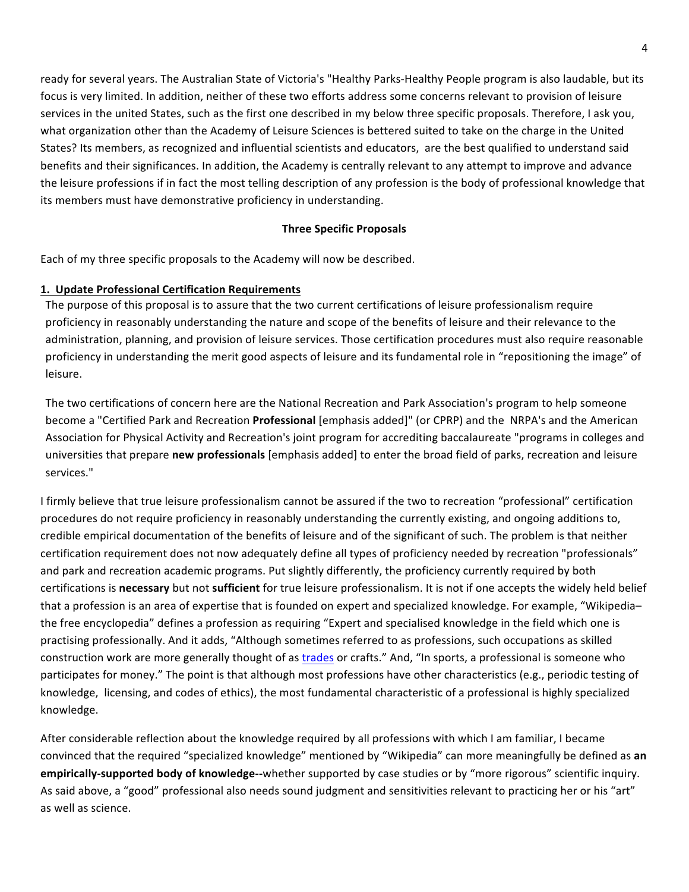ready for several years. The Australian State of Victoria's "Healthy Parks-Healthy People program is also laudable, but its focus is very limited. In addition, neither of these two efforts address some concerns relevant to provision of leisure services in the united States, such as the first one described in my below three specific proposals. Therefore, I ask you, what organization other than the Academy of Leisure Sciences is bettered suited to take on the charge in the United States? Its members, as recognized and influential scientists and educators, are the best qualified to understand said benefits and their significances. In addition, the Academy is centrally relevant to any attempt to improve and advance the leisure professions if in fact the most telling description of any profession is the body of professional knowledge that its members must have demonstrative proficiency in understanding.

## Three Specific Proposals

Each of my three specific proposals to the Academy will now be described.

### 1. Update Professional Certification Requirements

The purpose of this proposal is to assure that the two current certifications of leisure professionalism require proficiency in reasonably understanding the nature and scope of the benefits of leisure and their relevance to the administration, planning, and provision of leisure services. Those certification procedures must also require reasonable proficiency in understanding the merit good aspects of leisure and its fundamental role in "repositioning the image" of leisure.

The two certifications of concern here are the National Recreation and Park Association's program to help someone become a "Certified Park and Recreation **Professional** [emphasis added]" (or CPRP) and the NRPA's and the American Association for Physical Activity and Recreation's joint program for accrediting baccalaureate "programs in colleges and universities that prepare **new professionals** [emphasis added] to enter the broad field of parks, recreation and leisure services."

I firmly believe that true leisure professionalism cannot be assured if the two to recreation "professional" certification procedures do not require proficiency in reasonably understanding the currently existing, and ongoing additions to, credible empirical documentation of the benefits of leisure and of the significant of such. The problem is that neither certification requirement does not now adequately define all types of proficiency needed by recreation "professionals" and park and recreation academic programs. Put slightly differently, the proficiency currently required by both certifications is **necessary** but not **sufficient** for true leisure professionalism. It is not if one accepts the widely held belief that a profession is an area of expertise that is founded on expert and specialized knowledge. For example, "Wikipedia– the free encyclopedia" defines a profession as requiring "Expert and specialised knowledge in the field which one is practising professionally. And it adds, "Although sometimes referred to as professions, such occupations as skilled construction work are more generally thought of as trades or crafts." And, "In sports, a professional is someone who participates for money." The point is that although most professions have other characteristics (e.g., periodic testing of knowledge, licensing, and codes of ethics), the most fundamental characteristic of a professional is highly specialized knowledge.

After considerable reflection about the knowledge required by all professions with which I am familiar, I became convinced that the required "specialized knowledge" mentioned by "Wikipedia" can more meaningfully be defined as **an empirically-supported body of knowledge--**whether supported by case studies or by "more rigorous" scientific inquiry. As said above, a "good" professional also needs sound judgment and sensitivities relevant to practicing her or his "art" as well as science.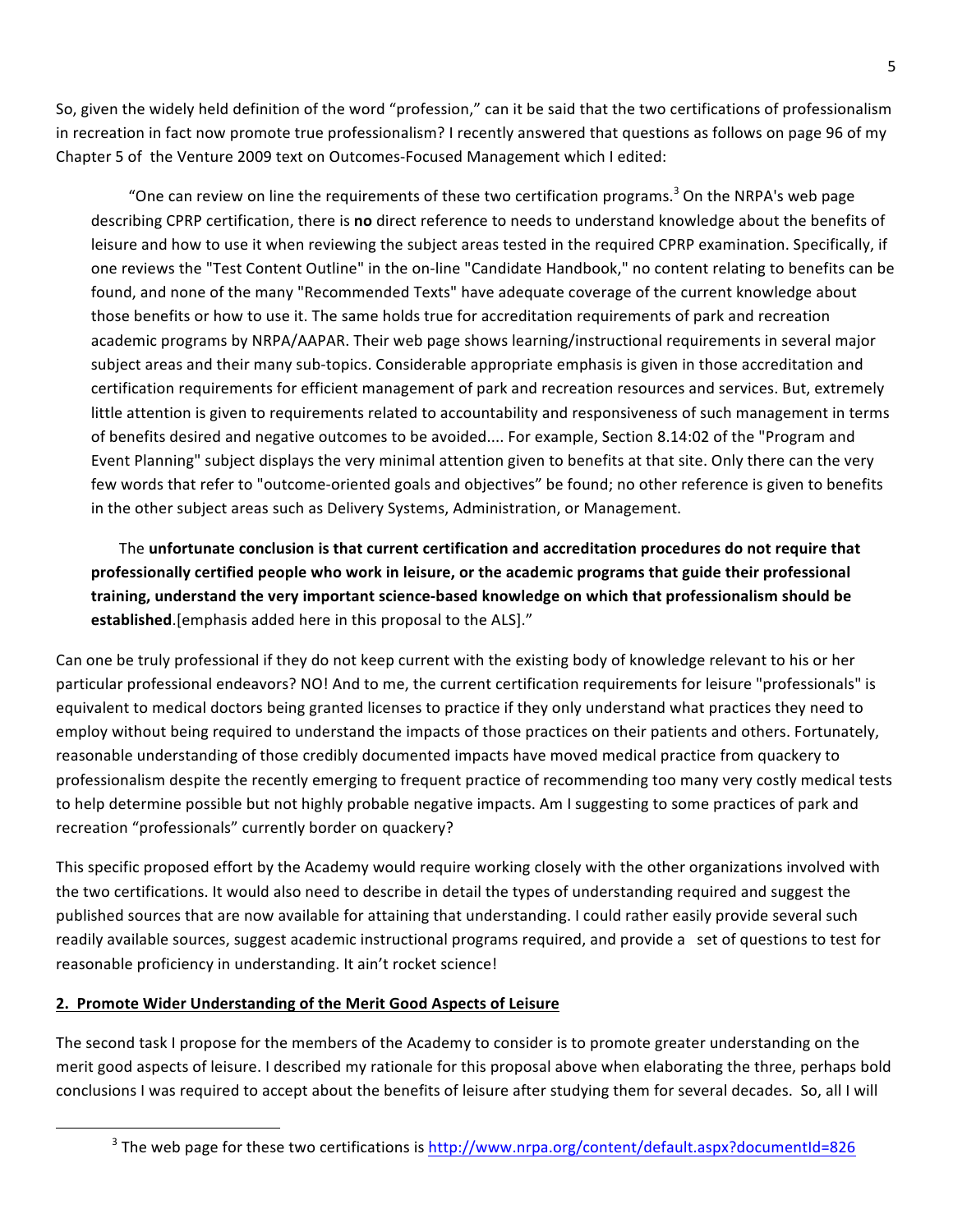So, given the widely held definition of the word "profession," can it be said that the two certifications of professionalism in recreation in fact now promote true professionalism? I recently answered that questions as follows on page 96 of my Chapter 5 of the Venture 2009 text on Outcomes-Focused Management which I edited:

> "One can review on line the requirements of these two certification programs.[3] On the NRPA's web page describing CPRP certification, there is **no** direct reference to needs to understand knowledge about the benefits of leisure and how to use it when reviewing the subject areas tested in the required CPRP examination. Specifically, if one reviews the "Test Content Outline" in the on-line "Candidate Handbook," no content relating to benefits can be found, and none of the many "Recommended Texts" have adequate coverage of the current knowledge about those benefits or how to use it. The same holds true for accreditation requirements of park and recreation academic programs by NRPA/AAPAR. Their web page shows learning/instructional requirements in several major subject areas and their many sub-topics. Considerable appropriate emphasis is given in those accreditation and certification requirements for efficient management of park and recreation resources and services. But, extremely little attention is given to requirements related to accountability and responsiveness of such management in terms of benefits desired and negative outcomes to be avoided.... For example, Section 8.14:02 of the "Program and Event Planning" subject displays the very minimal attention given to benefits at that site. Only there can the very few words that refer to "outcome-oriented goals and objectives" be found; no other reference is given to benefits in the other subject areas such as Delivery Systems, Administration, or Management.
>
> The **unfortunate conclusion is that current certification and accreditation procedures do not require that professionally certified people who work in leisure, or the academic programs that guide their professional training, understand the very important science-based knowledge on which that professionalism should be established**.[emphasis added here in this proposal to the ALS]."

Can one be truly professional if they do not keep current with the existing body of knowledge relevant to his or her particular professional endeavors? NO! And to me, the current certification requirements for leisure "professionals" is equivalent to medical doctors being granted licenses to practice if they only understand what practices they need to employ without being required to understand the impacts of those practices on their patients and others. Fortunately, reasonable understanding of those credibly documented impacts have moved medical practice from quackery to professionalism despite the recently emerging to frequent practice of recommending too many very costly medical tests to help determine possible but not highly probable negative impacts. Am I suggesting to some practices of park and recreation "professionals" currently border on quackery?

This specific proposed effort by the Academy would require working closely with the other organizations involved with the two certifications. It would also need to describe in detail the types of understanding required and suggest the published sources that are now available for attaining that understanding. I could rather easily provide several such readily available sources, suggest academic instructional programs required, and provide a set of questions to test for reasonable proficiency in understanding. It ain't rocket science!

**2. Promote Wider Understanding of the Merit Good Aspects of Leisure**

The second task I propose for the members of the Academy to consider is to promote greater understanding on the merit good aspects of leisure. I described my rationale for this proposal above when elaborating the three, perhaps bold conclusions I was required to accept about the benefits of leisure after studying them for several decades. So, all I will

---

[3] The web page for these two certifications is http://www.nrpa.org/content/default.aspx?documentId=826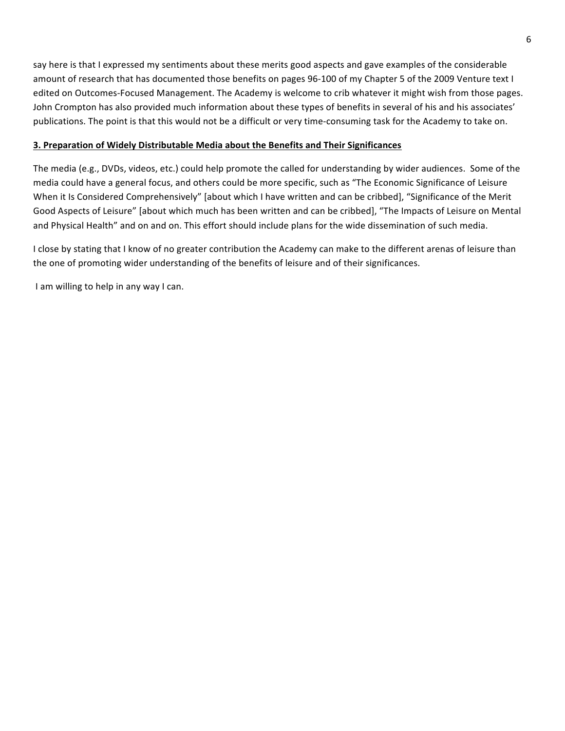say here is that I expressed my sentiments about these merits good aspects and gave examples of the considerable amount of research that has documented those benefits on pages 96-100 of my Chapter 5 of the 2009 Venture text I edited on Outcomes-Focused Management. The Academy is welcome to crib whatever it might wish from those pages. John Crompton has also provided much information about these types of benefits in several of his and his associates' publications. The point is that this would not be a difficult or very time-consuming task for the Academy to take on.

**3. Preparation of Widely Distributable Media about the Benefits and Their Significances**

The media (e.g., DVDs, videos, etc.) could help promote the called for understanding by wider audiences. Some of the media could have a general focus, and others could be more specific, such as "The Economic Significance of Leisure When it Is Considered Comprehensively" [about which I have written and can be cribbed], "Significance of the Merit Good Aspects of Leisure" [about which much has been written and can be cribbed], "The Impacts of Leisure on Mental and Physical Health" and on and on. This effort should include plans for the wide dissemination of such media.

I close by stating that I know of no greater contribution the Academy can make to the different arenas of leisure than the one of promoting wider understanding of the benefits of leisure and of their significances.

I am willing to help in any way I can.